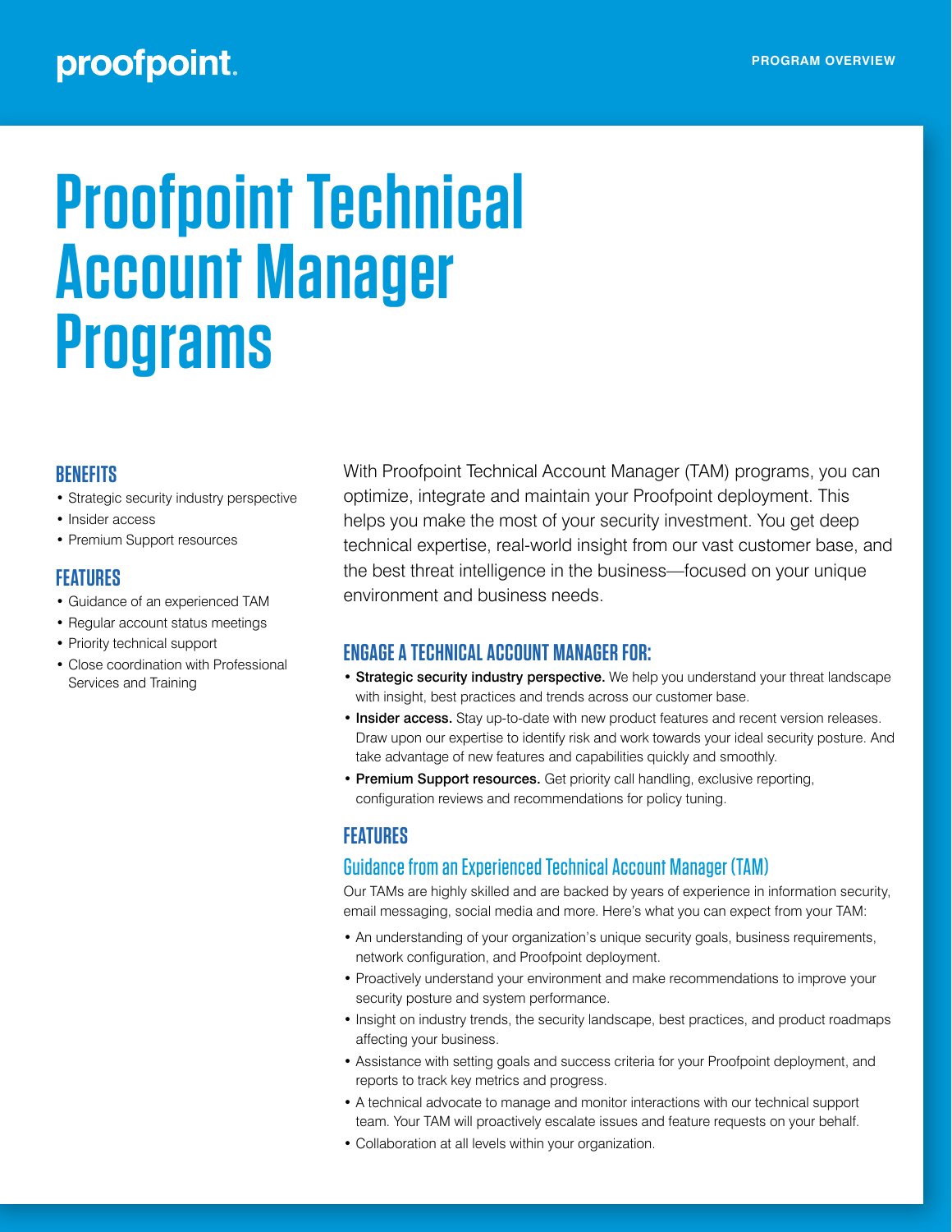proofpoint.

PROGRAM OVERVIEW

# Proofpoint Technical Account Manager Programs

## BENEFITS

- Strategic security industry perspective
- Insider access
- Premium Support resources

## FEATURES

- Guidance of an experienced TAM
- Regular account status meetings
- Priority technical support
- Close coordination with Professional Services and Training

With Proofpoint Technical Account Manager (TAM) programs, you can optimize, integrate and maintain your Proofpoint deployment. This helps you make the most of your security investment. You get deep technical expertise, real-world insight from our vast customer base, and the best threat intelligence in the business—focused on your unique environment and business needs.

## ENGAGE A TECHNICAL ACCOUNT MANAGER FOR:

- **Strategic security industry perspective.** We help you understand your threat landscape with insight, best practices and trends across our customer base.
- **Insider access.** Stay up-to-date with new product features and recent version releases. Draw upon our expertise to identify risk and work towards your ideal security posture. And take advantage of new features and capabilities quickly and smoothly.
- **Premium Support resources.** Get priority call handling, exclusive reporting, configuration reviews and recommendations for policy tuning.

## FEATURES

### Guidance from an Experienced Technical Account Manager (TAM)

Our TAMs are highly skilled and are backed by years of experience in information security, email messaging, social media and more. Here's what you can expect from your TAM:

- An understanding of your organization's unique security goals, business requirements, network configuration, and Proofpoint deployment.
- Proactively understand your environment and make recommendations to improve your security posture and system performance.
- Insight on industry trends, the security landscape, best practices, and product roadmaps affecting your business.
- Assistance with setting goals and success criteria for your Proofpoint deployment, and reports to track key metrics and progress.
- A technical advocate to manage and monitor interactions with our technical support team. Your TAM will proactively escalate issues and feature requests on your behalf.
- Collaboration at all levels within your organization.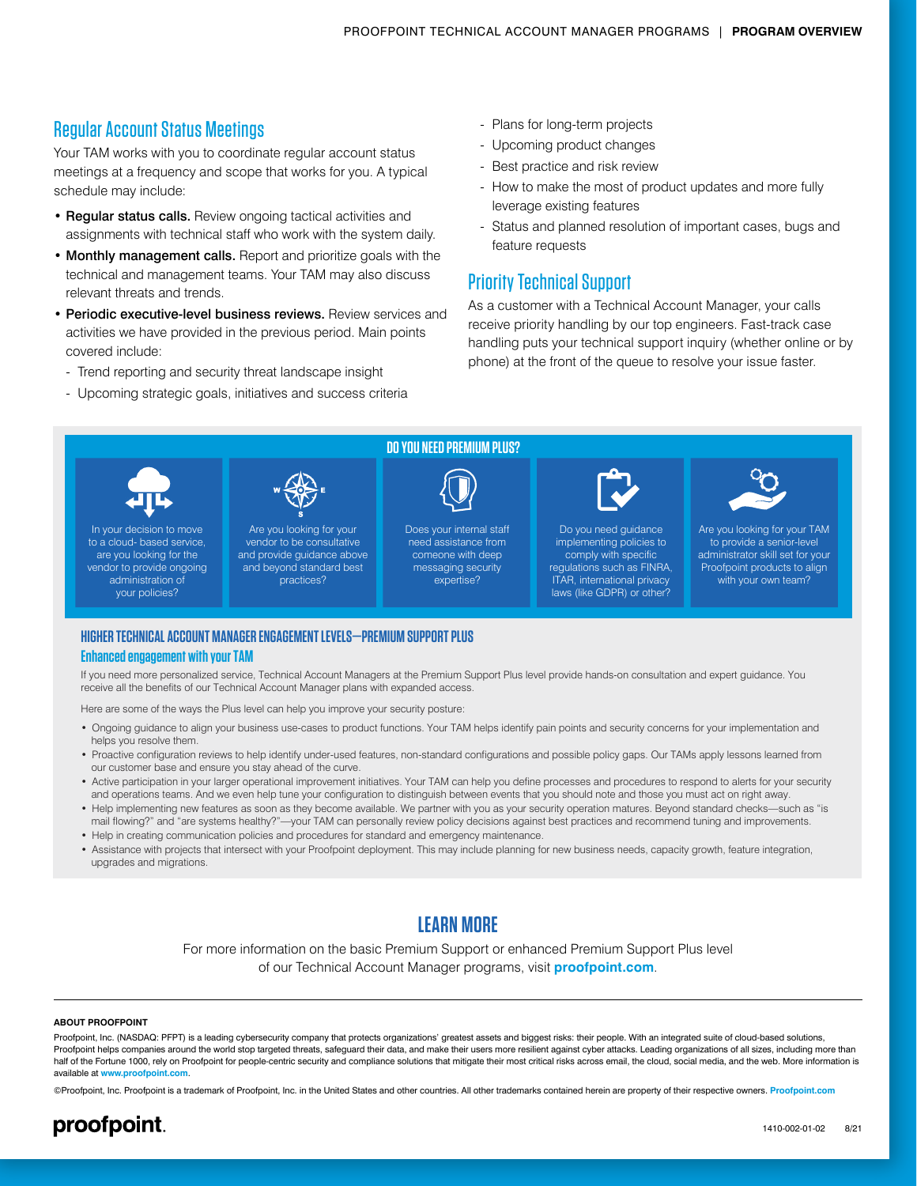## Regular Account Status Meetings

Your TAM works with you to coordinate regular account status meetings at a frequency and scope that works for you. A typical schedule may include:

- **Regular status calls.** Review ongoing tactical activities and assignments with technical staff who work with the system daily.
- **Monthly management calls.** Report and prioritize goals with the technical and management teams. Your TAM may also discuss relevant threats and trends.
- **Periodic executive-level business reviews.** Review services and activities we have provided in the previous period. Main points covered include:
  - Trend reporting and security threat landscape insight
  - Upcoming strategic goals, initiatives and success criteria
  - Plans for long-term projects
  - Upcoming product changes
  - Best practice and risk review
  - How to make the most of product updates and more fully leverage existing features
  - Status and planned resolution of important cases, bugs and feature requests

## Priority Technical Support

As a customer with a Technical Account Manager, your calls receive priority handling by our top engineers. Fast-track case handling puts your technical support inquiry (whether online or by phone) at the front of the queue to resolve your issue faster.

### DO YOU NEED PREMIUM PLUS?

- In your decision to move to a cloud- based service, are you looking for the vendor to provide ongoing administration of your policies?
- Are you looking for your vendor to be consultative and provide guidance above and beyond standard best practices?
- Does your internal staff need assistance from comeone with deep messaging security expertise?
- Do you need guidance implementing policies to comply with specific regulations such as FINRA, ITAR, international privacy laws (like GDPR) or other?
- Are you looking for your TAM to provide a senior-level administrator skill set for your Proofpoint products to align with your own team?

### HIGHER TECHNICAL ACCOUNT MANAGER ENGAGEMENT LEVELS—PREMIUM SUPPORT PLUS

#### Enhanced engagement with your TAM

If you need more personalized service, Technical Account Managers at the Premium Support Plus level provide hands-on consultation and expert guidance. You receive all the benefits of our Technical Account Manager plans with expanded access.

Here are some of the ways the Plus level can help you improve your security posture:

- Ongoing guidance to align your business use-cases to product functions. Your TAM helps identify pain points and security concerns for your implementation and helps you resolve them.
- Proactive configuration reviews to help identify under-used features, non-standard configurations and possible policy gaps. Our TAMs apply lessons learned from our customer base and ensure you stay ahead of the curve.
- Active participation in your larger operational improvement initiatives. Your TAM can help you define processes and procedures to respond to alerts for your security and operations teams. And we even help tune your configuration to distinguish between events that you should note and those you must act on right away.
- Help implementing new features as soon as they become available. We partner with you as your security operation matures. Beyond standard checks—such as "is mail flowing?" and "are systems healthy?"—your TAM can personally review policy decisions against best practices and recommend tuning and improvements.
- Help in creating communication policies and procedures for standard and emergency maintenance.
- Assistance with projects that intersect with your Proofpoint deployment. This may include planning for new business needs, capacity growth, feature integration, upgrades and migrations.

## LEARN MORE

For more information on the basic Premium Support or enhanced Premium Support Plus level of our Technical Account Manager programs, visit **proofpoint.com**.

**ABOUT PROOFPOINT**

Proofpoint, Inc. (NASDAQ: PFPT) is a leading cybersecurity company that protects organizations' greatest assets and biggest risks: their people. With an integrated suite of cloud-based solutions, Proofpoint helps companies around the world stop targeted threats, safeguard their data, and make their users more resilient against cyber attacks. Leading organizations of all sizes, including more than half of the Fortune 1000, rely on Proofpoint for people-centric security and compliance solutions that mitigate their most critical risks across email, the cloud, social media, and the web. More information is available at www.proofpoint.com.

©Proofpoint, Inc. Proofpoint is a trademark of Proofpoint, Inc. in the United States and other countries. All other trademarks contained herein are property of their respective owners. Proofpoint.com

proofpoint.

1410-002-01-02 8/21